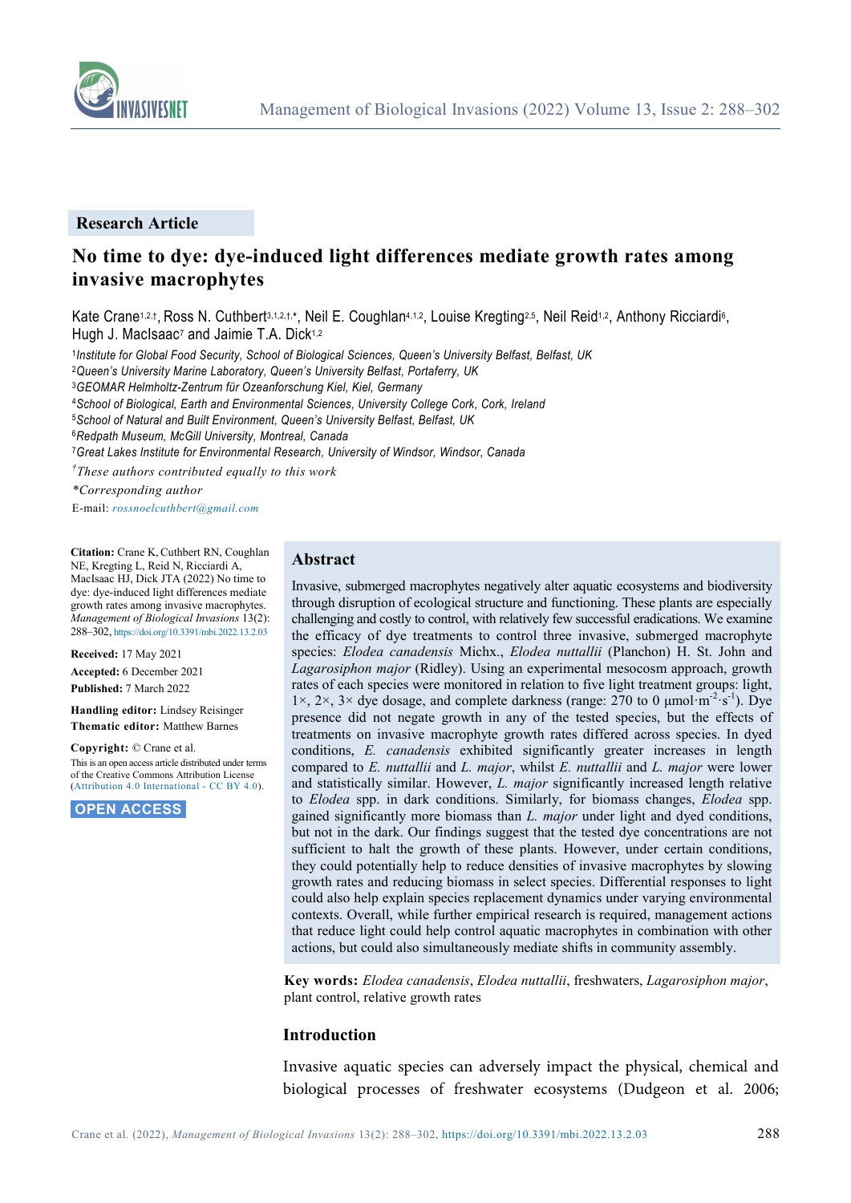## Research Article

# No time to dye: dye-induced light differences mediate growth rates among invasive macrophytes

Kate Crane[1,2,†], Ross N. Cuthbert[3,1,2,†,*], Neil E. Coughlan[4,1,2], Louise Kregting[2,5], Neil Reid[1,2], Anthony Ricciardi[6], Hugh J. MacIsaac[7] and Jaimie T.A. Dick[1,2]

[1]*Institute for Global Food Security, School of Biological Sciences, Queen's University Belfast, Belfast, UK*
[2]*Queen's University Marine Laboratory, Queen's University Belfast, Portaferry, UK*
[3]*GEOMAR Helmholtz-Zentrum für Ozeanforschung Kiel, Kiel, Germany*
[4]*School of Biological, Earth and Environmental Sciences, University College Cork, Cork, Ireland*
[5]*School of Natural and Built Environment, Queen's University Belfast, Belfast, UK*
[6]*Redpath Museum, McGill University, Montreal, Canada*
[7]*Great Lakes Institute for Environmental Research, University of Windsor, Windsor, Canada*

[†]*These authors contributed equally to this work*

**Corresponding author*

E-mail: rossnoelcuthbert@gmail.com

**Citation:** Crane K, Cuthbert RN, Coughlan NE, Kregting L, Reid N, Ricciardi A, MacIsaac HJ, Dick JTA (2022) No time to dye: dye-induced light differences mediate growth rates among invasive macrophytes. *Management of Biological Invasions* 13(2): 288–302, https://doi.org/10.3391/mbi.2022.13.2.03

**Received:** 17 May 2021
**Accepted:** 6 December 2021
**Published:** 7 March 2022

**Handling editor:** Lindsey Reisinger
**Thematic editor:** Matthew Barnes

**Copyright:** © Crane et al.
This is an open access article distributed under terms of the Creative Commons Attribution License (Attribution 4.0 International - CC BY 4.0).

**OPEN ACCESS**

## Abstract

Invasive, submerged macrophytes negatively alter aquatic ecosystems and biodiversity through disruption of ecological structure and functioning. These plants are especially challenging and costly to control, with relatively few successful eradications. We examine the efficacy of dye treatments to control three invasive, submerged macrophyte species: *Elodea canadensis* Michx., *Elodea nuttallii* (Planchon) H. St. John and *Lagarosiphon major* (Ridley). Using an experimental mesocosm approach, growth rates of each species were monitored in relation to five light treatment groups: light, 1×, 2×, 3× dye dosage, and complete darkness (range: 270 to 0 $\mu mol \cdot m^{-2} \cdot s^{-1}$). Dye presence did not negate growth in any of the tested species, but the effects of treatments on invasive macrophyte growth rates differed across species. In dyed conditions, *E. canadensis* exhibited significantly greater increases in length compared to *E. nuttallii* and *L. major*, whilst *E. nuttallii* and *L. major* were lower and statistically similar. However, *L. major* significantly increased length relative to *Elodea* spp. in dark conditions. Similarly, for biomass changes, *Elodea* spp. gained significantly more biomass than *L. major* under light and dyed conditions, but not in the dark. Our findings suggest that the tested dye concentrations are not sufficient to halt the growth of these plants. However, under certain conditions, they could potentially help to reduce densities of invasive macrophytes by slowing growth rates and reducing biomass in select species. Differential responses to light could also help explain species replacement dynamics under varying environmental contexts. Overall, while further empirical research is required, management actions that reduce light could help control aquatic macrophytes in combination with other actions, but could also simultaneously mediate shifts in community assembly.

**Key words:** *Elodea canadensis*, *Elodea nuttallii*, freshwaters, *Lagarosiphon major*, plant control, relative growth rates

## Introduction

Invasive aquatic species can adversely impact the physical, chemical and biological processes of freshwater ecosystems (Dudgeon et al. 2006;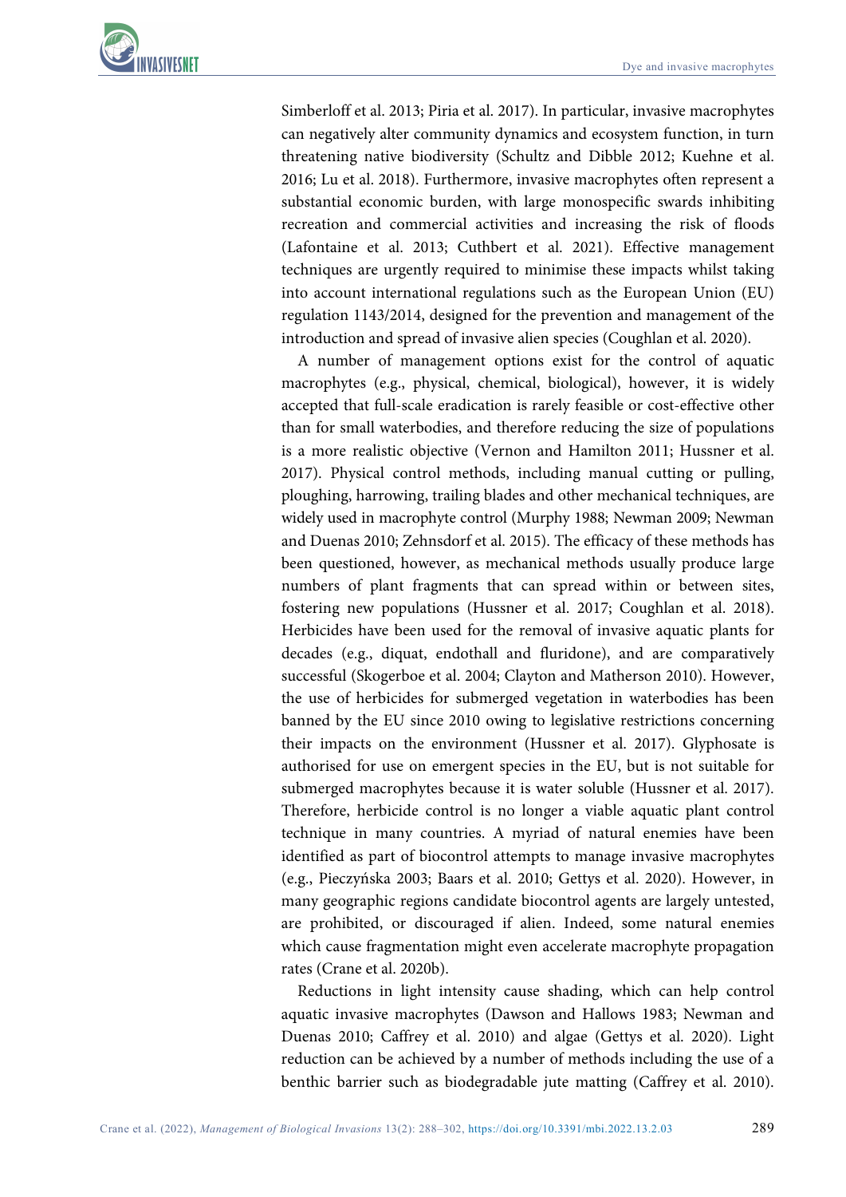Simberloff et al. 2013; Piria et al. 2017). In particular, invasive macrophytes can negatively alter community dynamics and ecosystem function, in turn threatening native biodiversity (Schultz and Dibble 2012; Kuehne et al. 2016; Lu et al. 2018). Furthermore, invasive macrophytes often represent a substantial economic burden, with large monospecific swards inhibiting recreation and commercial activities and increasing the risk of floods (Lafontaine et al. 2013; Cuthbert et al. 2021). Effective management techniques are urgently required to minimise these impacts whilst taking into account international regulations such as the European Union (EU) regulation 1143/2014, designed for the prevention and management of the introduction and spread of invasive alien species (Coughlan et al. 2020).

A number of management options exist for the control of aquatic macrophytes (e.g., physical, chemical, biological), however, it is widely accepted that full-scale eradication is rarely feasible or cost-effective other than for small waterbodies, and therefore reducing the size of populations is a more realistic objective (Vernon and Hamilton 2011; Hussner et al. 2017). Physical control methods, including manual cutting or pulling, ploughing, harrowing, trailing blades and other mechanical techniques, are widely used in macrophyte control (Murphy 1988; Newman 2009; Newman and Duenas 2010; Zehnsdorf et al. 2015). The efficacy of these methods has been questioned, however, as mechanical methods usually produce large numbers of plant fragments that can spread within or between sites, fostering new populations (Hussner et al. 2017; Coughlan et al. 2018). Herbicides have been used for the removal of invasive aquatic plants for decades (e.g., diquat, endothall and fluridone), and are comparatively successful (Skogerboe et al. 2004; Clayton and Matherson 2010). However, the use of herbicides for submerged vegetation in waterbodies has been banned by the EU since 2010 owing to legislative restrictions concerning their impacts on the environment (Hussner et al. 2017). Glyphosate is authorised for use on emergent species in the EU, but is not suitable for submerged macrophytes because it is water soluble (Hussner et al. 2017). Therefore, herbicide control is no longer a viable aquatic plant control technique in many countries. A myriad of natural enemies have been identified as part of biocontrol attempts to manage invasive macrophytes (e.g., Pieczyńska 2003; Baars et al. 2010; Gettys et al. 2020). However, in many geographic regions candidate biocontrol agents are largely untested, are prohibited, or discouraged if alien. Indeed, some natural enemies which cause fragmentation might even accelerate macrophyte propagation rates (Crane et al. 2020b).

Reductions in light intensity cause shading, which can help control aquatic invasive macrophytes (Dawson and Hallows 1983; Newman and Duenas 2010; Caffrey et al. 2010) and algae (Gettys et al. 2020). Light reduction can be achieved by a number of methods including the use of a benthic barrier such as biodegradable jute matting (Caffrey et al. 2010).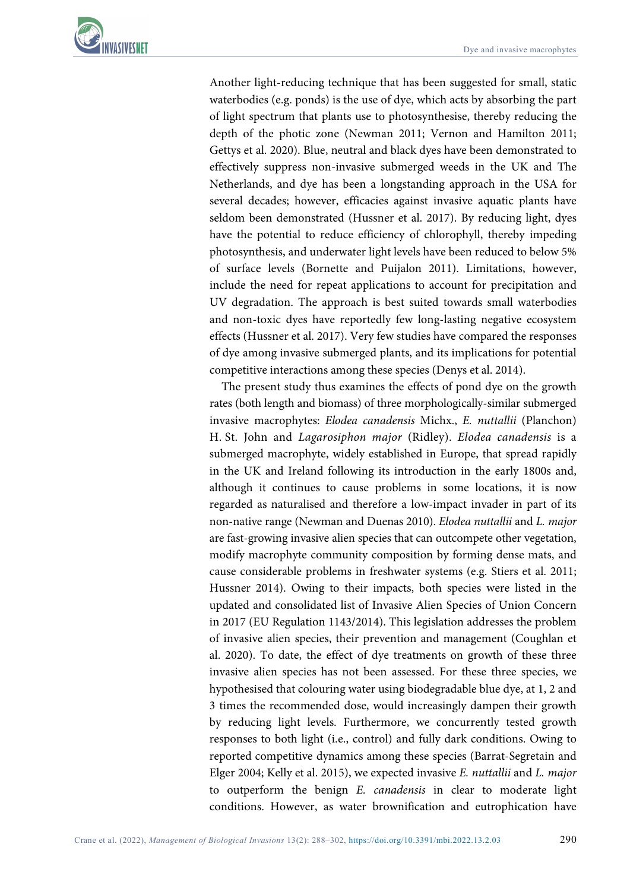Another light-reducing technique that has been suggested for small, static waterbodies (e.g. ponds) is the use of dye, which acts by absorbing the part of light spectrum that plants use to photosynthesise, thereby reducing the depth of the photic zone (Newman 2011; Vernon and Hamilton 2011; Gettys et al. 2020). Blue, neutral and black dyes have been demonstrated to effectively suppress non-invasive submerged weeds in the UK and The Netherlands, and dye has been a longstanding approach in the USA for several decades; however, efficacies against invasive aquatic plants have seldom been demonstrated (Hussner et al. 2017). By reducing light, dyes have the potential to reduce efficiency of chlorophyll, thereby impeding photosynthesis, and underwater light levels have been reduced to below 5% of surface levels (Bornette and Puijalon 2011). Limitations, however, include the need for repeat applications to account for precipitation and UV degradation. The approach is best suited towards small waterbodies and non-toxic dyes have reportedly few long-lasting negative ecosystem effects (Hussner et al. 2017). Very few studies have compared the responses of dye among invasive submerged plants, and its implications for potential competitive interactions among these species (Denys et al. 2014).

The present study thus examines the effects of pond dye on the growth rates (both length and biomass) of three morphologically-similar submerged invasive macrophytes: *Elodea canadensis* Michx., *E. nuttallii* (Planchon) H. St. John and *Lagarosiphon major* (Ridley). *Elodea canadensis* is a submerged macrophyte, widely established in Europe, that spread rapidly in the UK and Ireland following its introduction in the early 1800s and, although it continues to cause problems in some locations, it is now regarded as naturalised and therefore a low-impact invader in part of its non-native range (Newman and Duenas 2010). *Elodea nuttallii* and *L. major* are fast-growing invasive alien species that can outcompete other vegetation, modify macrophyte community composition by forming dense mats, and cause considerable problems in freshwater systems (e.g. Stiers et al. 2011; Hussner 2014). Owing to their impacts, both species were listed in the updated and consolidated list of Invasive Alien Species of Union Concern in 2017 (EU Regulation 1143/2014). This legislation addresses the problem of invasive alien species, their prevention and management (Coughlan et al. 2020). To date, the effect of dye treatments on growth of these three invasive alien species has not been assessed. For these three species, we hypothesised that colouring water using biodegradable blue dye, at 1, 2 and 3 times the recommended dose, would increasingly dampen their growth by reducing light levels. Furthermore, we concurrently tested growth responses to both light (i.e., control) and fully dark conditions. Owing to reported competitive dynamics among these species (Barrat-Segretain and Elger 2004; Kelly et al. 2015), we expected invasive *E. nuttallii* and *L. major* to outperform the benign *E. canadensis* in clear to moderate light conditions. However, as water brownification and eutrophication have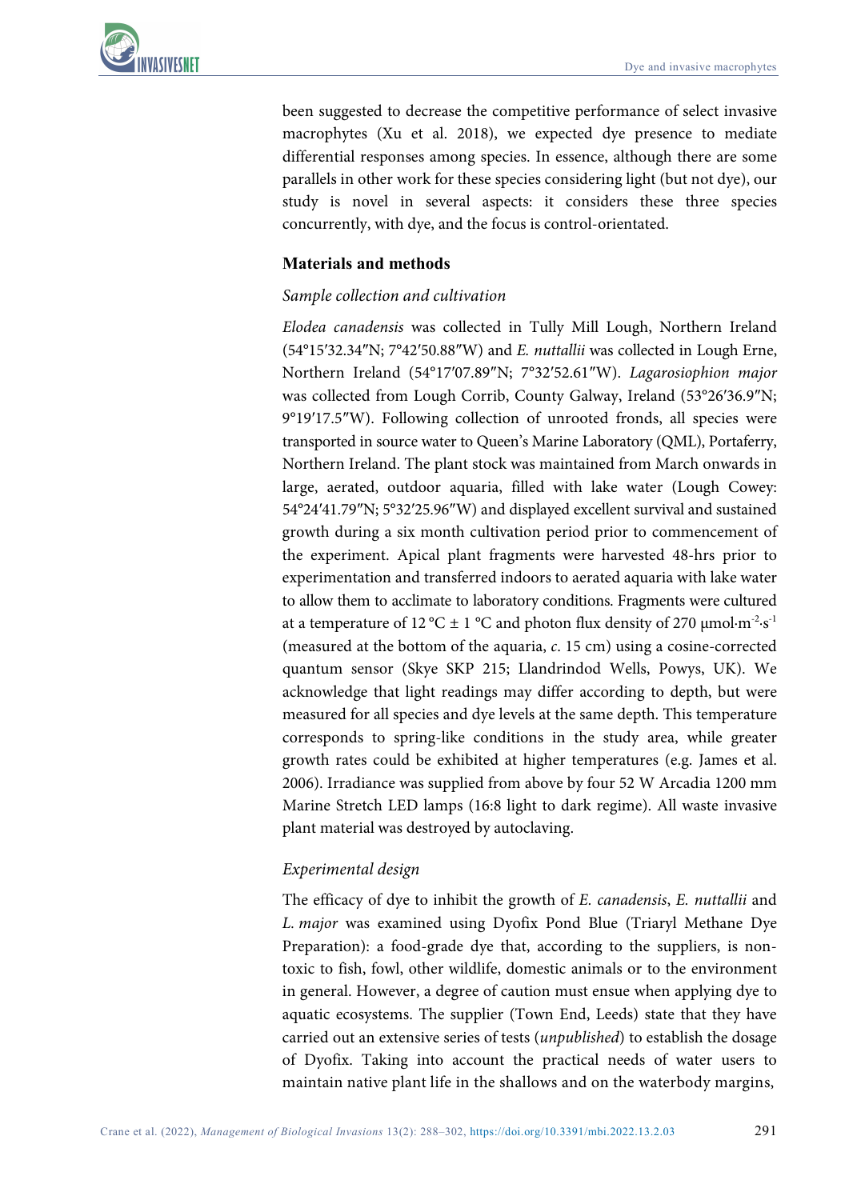been suggested to decrease the competitive performance of select invasive macrophytes (Xu et al. 2018), we expected dye presence to mediate differential responses among species. In essence, although there are some parallels in other work for these species considering light (but not dye), our study is novel in several aspects: it considers these three species concurrently, with dye, and the focus is control-orientated.

## Materials and methods

### *Sample collection and cultivation*

*Elodea canadensis* was collected in Tully Mill Lough, Northern Ireland (54°15′32.34″N; 7°42′50.88″W) and *E. nuttallii* was collected in Lough Erne, Northern Ireland (54°17′07.89″N; 7°32′52.61″W). *Lagarosiophion major* was collected from Lough Corrib, County Galway, Ireland (53°26′36.9″N; 9°19′17.5″W). Following collection of unrooted fronds, all species were transported in source water to Queen's Marine Laboratory (QML), Portaferry, Northern Ireland. The plant stock was maintained from March onwards in large, aerated, outdoor aquaria, filled with lake water (Lough Cowey: 54°24′41.79″N; 5°32′25.96″W) and displayed excellent survival and sustained growth during a six month cultivation period prior to commencement of the experiment. Apical plant fragments were harvested 48-hrs prior to experimentation and transferred indoors to aerated aquaria with lake water to allow them to acclimate to laboratory conditions. Fragments were cultured at a temperature of 12 °C ± 1 °C and photon flux density of 270 μmol·m$^{-2}$·s$^{-1}$ (measured at the bottom of the aquaria, *c*. 15 cm) using a cosine-corrected quantum sensor (Skye SKP 215; Llandrindod Wells, Powys, UK). We acknowledge that light readings may differ according to depth, but were measured for all species and dye levels at the same depth. This temperature corresponds to spring-like conditions in the study area, while greater growth rates could be exhibited at higher temperatures (e.g. James et al. 2006). Irradiance was supplied from above by four 52 W Arcadia 1200 mm Marine Stretch LED lamps (16:8 light to dark regime). All waste invasive plant material was destroyed by autoclaving.

### *Experimental design*

The efficacy of dye to inhibit the growth of *E. canadensis*, *E. nuttallii* and *L. major* was examined using Dyofix Pond Blue (Triaryl Methane Dye Preparation): a food-grade dye that, according to the suppliers, is non-toxic to fish, fowl, other wildlife, domestic animals or to the environment in general. However, a degree of caution must ensue when applying dye to aquatic ecosystems. The supplier (Town End, Leeds) state that they have carried out an extensive series of tests (*unpublished*) to establish the dosage of Dyofix. Taking into account the practical needs of water users to maintain native plant life in the shallows and on the waterbody margins,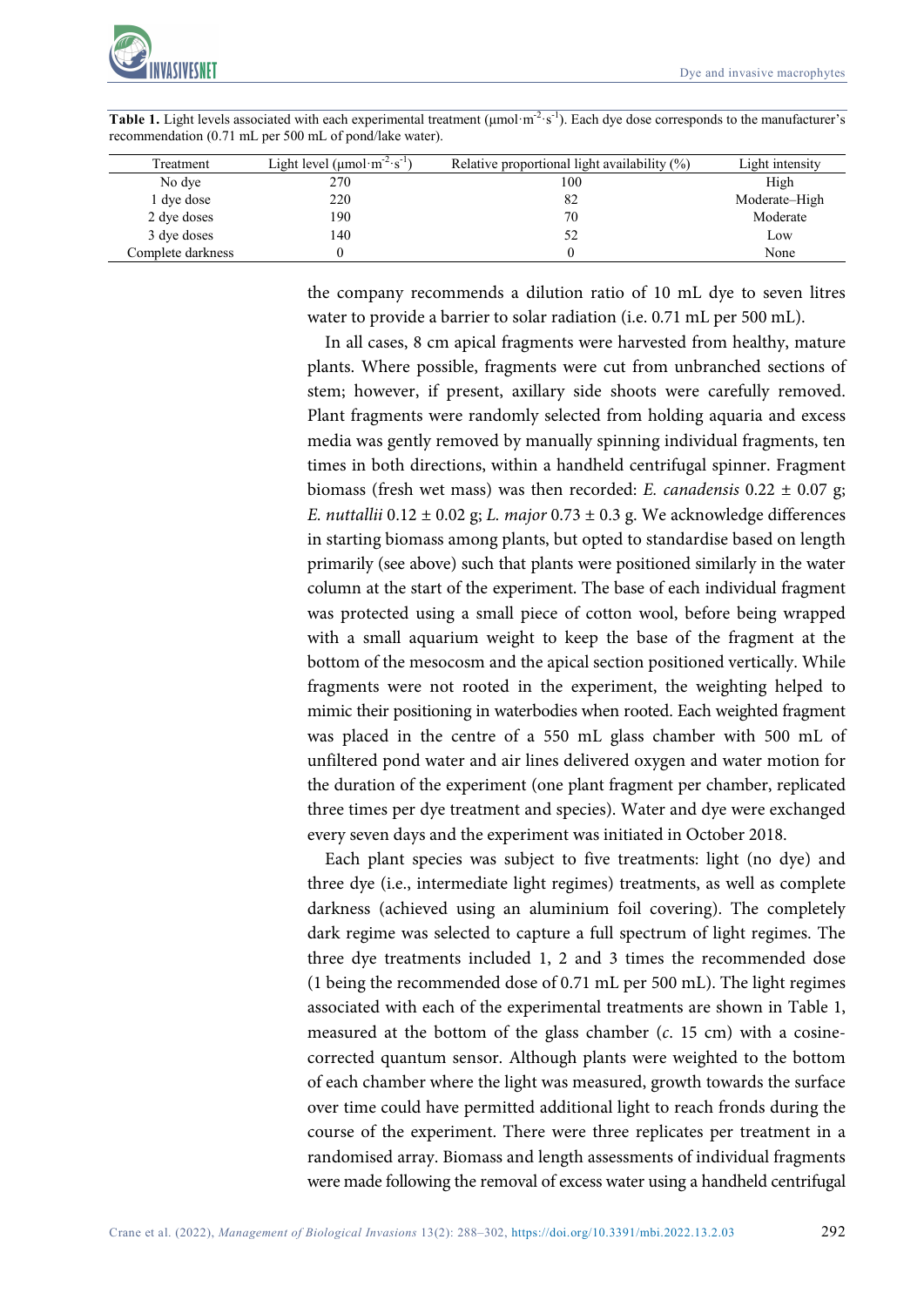**Table 1.** Light levels associated with each experimental treatment ($\mu mol \cdot m^{-2} \cdot s^{-1}$). Each dye dose corresponds to the manufacturer's recommendation (0.71 mL per 500 mL of pond/lake water).

| Treatment | Light level ($\mu mol \cdot m^{-2} \cdot s^{-1}$) | Relative proportional light availability (%) | Light intensity |
|---|---|---|---|
| No dye | 270 | 100 | High |
| 1 dye dose | 220 | 82 | Moderate–High |
| 2 dye doses | 190 | 70 | Moderate |
| 3 dye doses | 140 | 52 | Low |
| Complete darkness | 0 | 0 | None |

the company recommends a dilution ratio of 10 mL dye to seven litres water to provide a barrier to solar radiation (i.e. 0.71 mL per 500 mL).

In all cases, 8 cm apical fragments were harvested from healthy, mature plants. Where possible, fragments were cut from unbranched sections of stem; however, if present, axillary side shoots were carefully removed. Plant fragments were randomly selected from holding aquaria and excess media was gently removed by manually spinning individual fragments, ten times in both directions, within a handheld centrifugal spinner. Fragment biomass (fresh wet mass) was then recorded: *E. canadensis* 0.22 ± 0.07 g; *E. nuttallii* 0.12 ± 0.02 g; *L. major* 0.73 ± 0.3 g. We acknowledge differences in starting biomass among plants, but opted to standardise based on length primarily (see above) such that plants were positioned similarly in the water column at the start of the experiment. The base of each individual fragment was protected using a small piece of cotton wool, before being wrapped with a small aquarium weight to keep the base of the fragment at the bottom of the mesocosm and the apical section positioned vertically. While fragments were not rooted in the experiment, the weighting helped to mimic their positioning in waterbodies when rooted. Each weighted fragment was placed in the centre of a 550 mL glass chamber with 500 mL of unfiltered pond water and air lines delivered oxygen and water motion for the duration of the experiment (one plant fragment per chamber, replicated three times per dye treatment and species). Water and dye were exchanged every seven days and the experiment was initiated in October 2018.

Each plant species was subject to five treatments: light (no dye) and three dye (i.e., intermediate light regimes) treatments, as well as complete darkness (achieved using an aluminium foil covering). The completely dark regime was selected to capture a full spectrum of light regimes. The three dye treatments included 1, 2 and 3 times the recommended dose (1 being the recommended dose of 0.71 mL per 500 mL). The light regimes associated with each of the experimental treatments are shown in Table 1, measured at the bottom of the glass chamber (*c.* 15 cm) with a cosine-corrected quantum sensor. Although plants were weighted to the bottom of each chamber where the light was measured, growth towards the surface over time could have permitted additional light to reach fronds during the course of the experiment. There were three replicates per treatment in a randomised array. Biomass and length assessments of individual fragments were made following the removal of excess water using a handheld centrifugal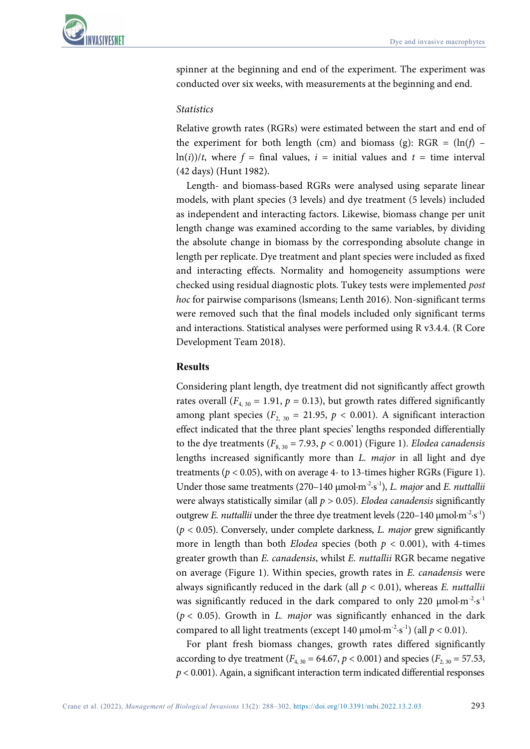spinner at the beginning and end of the experiment. The experiment was conducted over six weeks, with measurements at the beginning and end.

### *Statistics*

Relative growth rates (RGRs) were estimated between the start and end of the experiment for both length (cm) and biomass (g): RGR = $(\ln(f) - \ln(i))/t$, where $f$ = final values, $i$ = initial values and $t$ = time interval (42 days) (Hunt 1982).

Length- and biomass-based RGRs were analysed using separate linear models, with plant species (3 levels) and dye treatment (5 levels) included as independent and interacting factors. Likewise, biomass change per unit length change was examined according to the same variables, by dividing the absolute change in biomass by the corresponding absolute change in length per replicate. Dye treatment and plant species were included as fixed and interacting effects. Normality and homogeneity assumptions were checked using residual diagnostic plots. Tukey tests were implemented *post hoc* for pairwise comparisons (lsmeans; Lenth 2016). Non-significant terms were removed such that the final models included only significant terms and interactions. Statistical analyses were performed using R v3.4.4. (R Core Development Team 2018).

## Results

Considering plant length, dye treatment did not significantly affect growth rates overall ($F_{4, 30} = 1.91$, $p = 0.13$), but growth rates differed significantly among plant species ($F_{2, 30} = 21.95$, $p < 0.001$). A significant interaction effect indicated that the three plant species' lengths responded differentially to the dye treatments ($F_{8, 30} = 7.93$, $p < 0.001$) (Figure 1). *Elodea canadensis* lengths increased significantly more than *L. major* in all light and dye treatments ($p < 0.05$), with on average 4- to 13-times higher RGRs (Figure 1). Under those same treatments (270–140 µmol·m$^{-2}$·s$^{-1}$), *L. major* and *E. nuttallii* were always statistically similar (all $p > 0.05$). *Elodea canadensis* significantly outgrew *E. nuttallii* under the three dye treatment levels (220–140 µmol·m$^{-2}$·s$^{-1}$) ($p < 0.05$). Conversely, under complete darkness, *L. major* grew significantly more in length than both *Elodea* species (both $p < 0.001$), with 4-times greater growth than *E. canadensis*, whilst *E. nuttallii* RGR became negative on average (Figure 1). Within species, growth rates in *E. canadensis* were always significantly reduced in the dark (all $p < 0.01$), whereas *E. nuttallii* was significantly reduced in the dark compared to only 220 µmol·m$^{-2}$·s$^{-1}$ ($p < 0.05$). Growth in *L. major* was significantly enhanced in the dark compared to all light treatments (except 140 µmol·m$^{-2}$·s$^{-1}$) (all $p < 0.01$).

For plant fresh biomass changes, growth rates differed significantly according to dye treatment ($F_{4, 30} = 64.67$, $p < 0.001$) and species ($F_{2, 30} = 57.53$, $p < 0.001$). Again, a significant interaction term indicated differential responses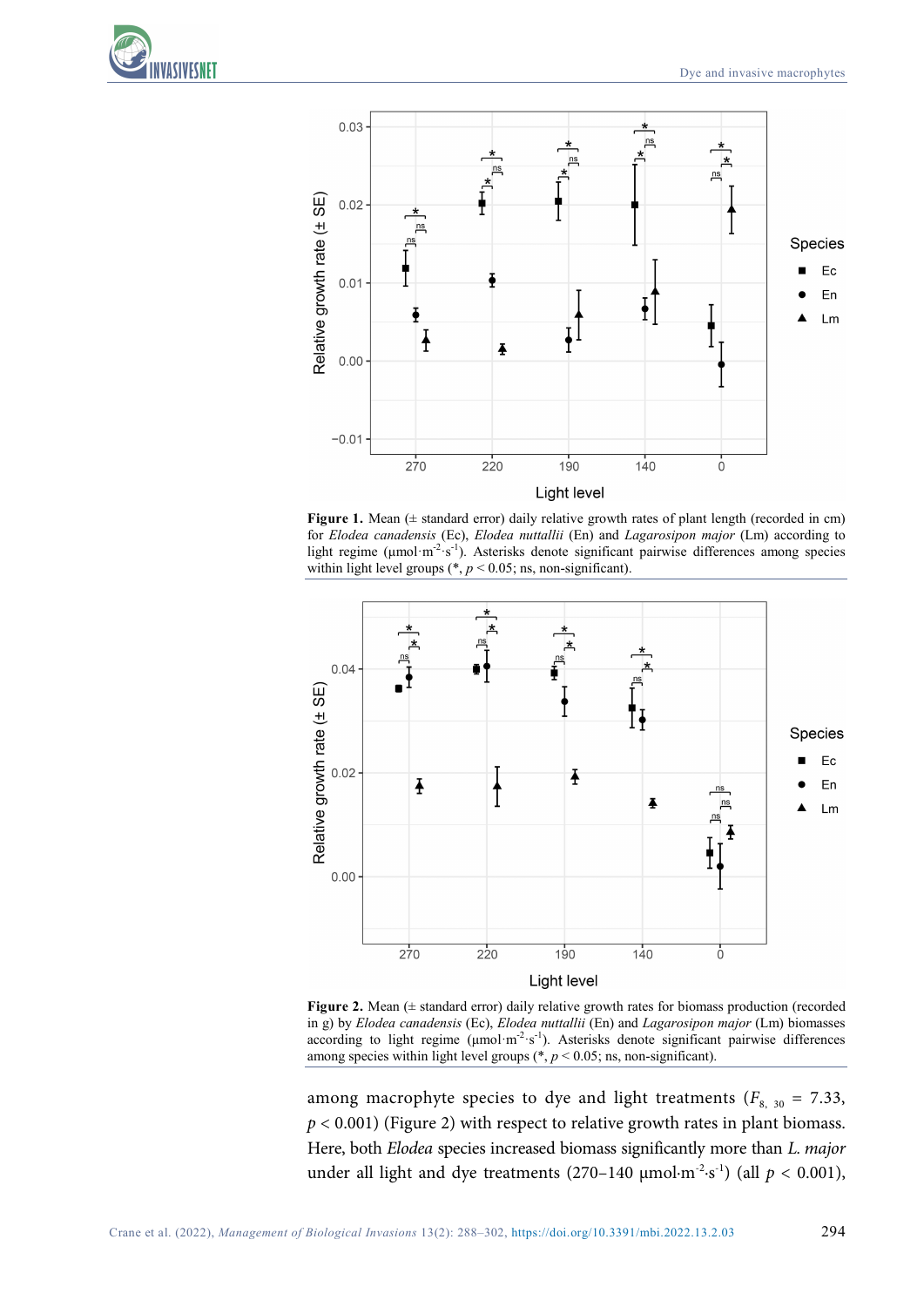0.03
0.02
0.01
0.00
−0.01

Relative growth rate (± SE)

270
220
190
140
0

Light level

Species
Ec
En
Lm

*
ns
ns

**Figure 1.** Mean (± standard error) daily relative growth rates of plant length (recorded in cm) for *Elodea canadensis* (Ec), *Elodea nuttallii* (En) and *Lagarosipon major* (Lm) according to light regime (μmol·m$^{-2}$·s$^{-1}$). Asterisks denote significant pairwise differences among species within light level groups (*, $p < 0.05$; ns, non-significant).

0.04
0.02
0.00

Relative growth rate (± SE)

270
220
190
140
0

Light level

Species
Ec
En
Lm

**Figure 2.** Mean (± standard error) daily relative growth rates for biomass production (recorded in g) by *Elodea canadensis* (Ec), *Elodea nuttallii* (En) and *Lagarosipon major* (Lm) biomasses according to light regime (μmol·m$^{-2}$·s$^{-1}$). Asterisks denote significant pairwise differences among species within light level groups (*, $p < 0.05$; ns, non-significant).

among macrophyte species to dye and light treatments ($F_{8,\ 30}$ = 7.33, $p < 0.001$) (Figure 2) with respect to relative growth rates in plant biomass. Here, both *Elodea* species increased biomass significantly more than *L. major* under all light and dye treatments (270–140 μmol·m$^{-2}$·s$^{-1}$) (all $p < 0.001$),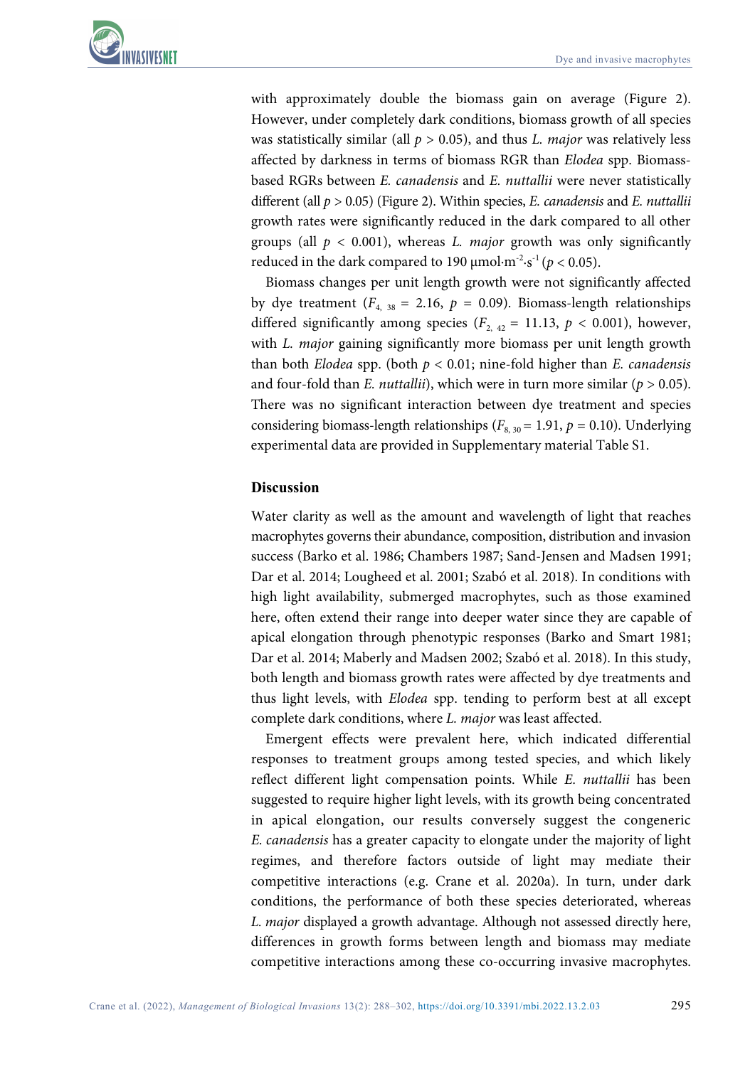with approximately double the biomass gain on average (Figure 2). However, under completely dark conditions, biomass growth of all species was statistically similar (all $p > 0.05$), and thus *L. major* was relatively less affected by darkness in terms of biomass RGR than *Elodea* spp. Biomass-based RGRs between *E. canadensis* and *E. nuttallii* were never statistically different (all $p > 0.05$) (Figure 2). Within species, *E. canadensis* and *E. nuttallii* growth rates were significantly reduced in the dark compared to all other groups (all $p < 0.001$), whereas *L. major* growth was only significantly reduced in the dark compared to 190 $\mu mol{\cdot}m^{-2}{\cdot}s^{-1}$ ($p < 0.05$).

Biomass changes per unit length growth were not significantly affected by dye treatment ($F_{4, 38} = 2.16$, $p = 0.09$). Biomass-length relationships differed significantly among species ($F_{2, 42} = 11.13$, $p < 0.001$), however, with *L. major* gaining significantly more biomass per unit length growth than both *Elodea* spp. (both $p < 0.01$; nine-fold higher than *E. canadensis* and four-fold than *E. nuttallii*), which were in turn more similar ($p > 0.05$). There was no significant interaction between dye treatment and species considering biomass-length relationships ($F_{8, 30} = 1.91$, $p = 0.10$). Underlying experimental data are provided in Supplementary material Table S1.

## Discussion

Water clarity as well as the amount and wavelength of light that reaches macrophytes governs their abundance, composition, distribution and invasion success (Barko et al. 1986; Chambers 1987; Sand-Jensen and Madsen 1991; Dar et al. 2014; Lougheed et al. 2001; Szabó et al. 2018). In conditions with high light availability, submerged macrophytes, such as those examined here, often extend their range into deeper water since they are capable of apical elongation through phenotypic responses (Barko and Smart 1981; Dar et al. 2014; Maberly and Madsen 2002; Szabó et al. 2018). In this study, both length and biomass growth rates were affected by dye treatments and thus light levels, with *Elodea* spp. tending to perform best at all except complete dark conditions, where *L. major* was least affected.

Emergent effects were prevalent here, which indicated differential responses to treatment groups among tested species, and which likely reflect different light compensation points. While *E. nuttallii* has been suggested to require higher light levels, with its growth being concentrated in apical elongation, our results conversely suggest the congeneric *E. canadensis* has a greater capacity to elongate under the majority of light regimes, and therefore factors outside of light may mediate their competitive interactions (e.g. Crane et al. 2020a). In turn, under dark conditions, the performance of both these species deteriorated, whereas *L. major* displayed a growth advantage. Although not assessed directly here, differences in growth forms between length and biomass may mediate competitive interactions among these co-occurring invasive macrophytes.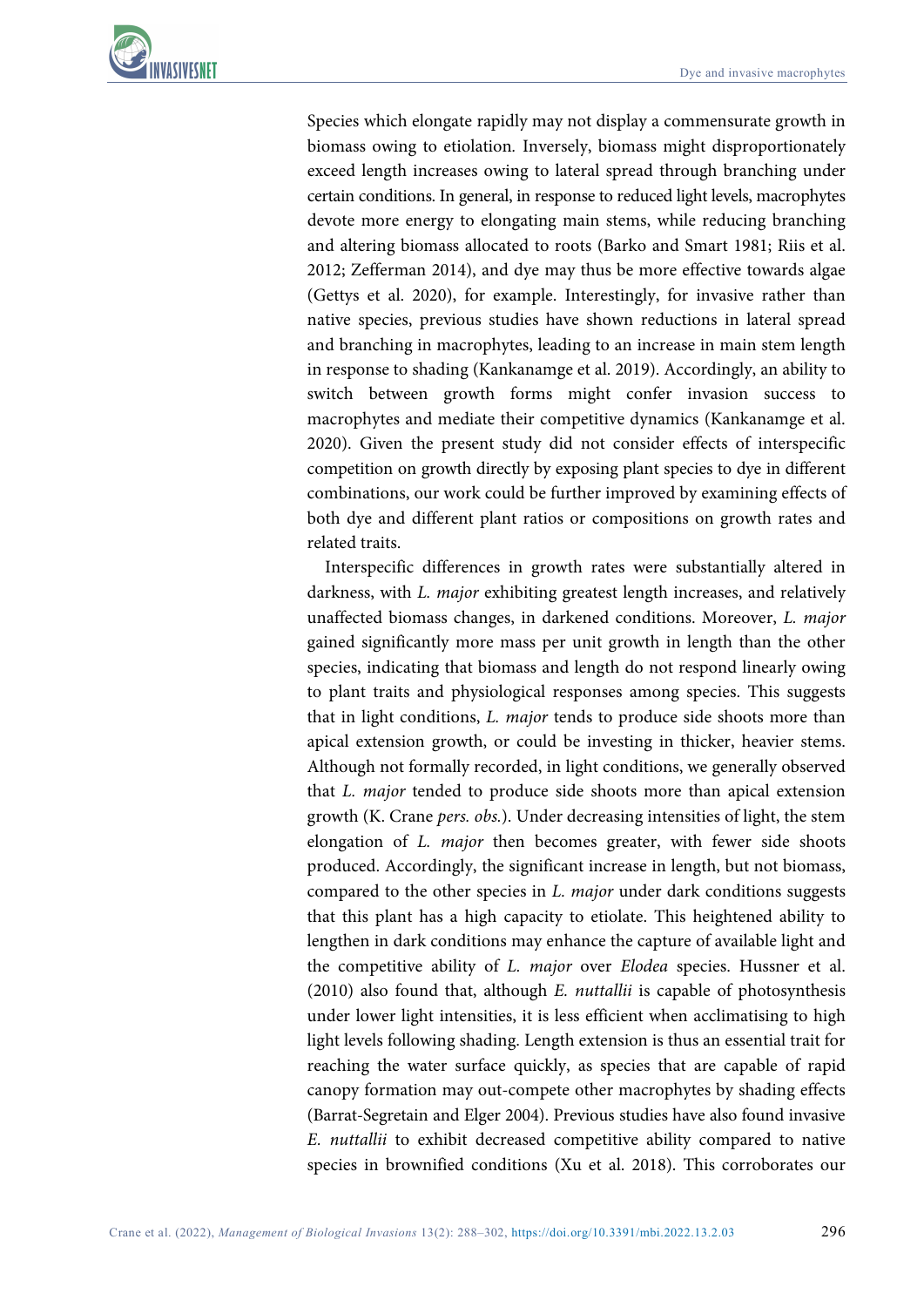Species which elongate rapidly may not display a commensurate growth in biomass owing to etiolation. Inversely, biomass might disproportionately exceed length increases owing to lateral spread through branching under certain conditions. In general, in response to reduced light levels, macrophytes devote more energy to elongating main stems, while reducing branching and altering biomass allocated to roots (Barko and Smart 1981; Riis et al. 2012; Zefferman 2014), and dye may thus be more effective towards algae (Gettys et al. 2020), for example. Interestingly, for invasive rather than native species, previous studies have shown reductions in lateral spread and branching in macrophytes, leading to an increase in main stem length in response to shading (Kankanamge et al. 2019). Accordingly, an ability to switch between growth forms might confer invasion success to macrophytes and mediate their competitive dynamics (Kankanamge et al. 2020). Given the present study did not consider effects of interspecific competition on growth directly by exposing plant species to dye in different combinations, our work could be further improved by examining effects of both dye and different plant ratios or compositions on growth rates and related traits.

Interspecific differences in growth rates were substantially altered in darkness, with *L. major* exhibiting greatest length increases, and relatively unaffected biomass changes, in darkened conditions. Moreover, *L. major* gained significantly more mass per unit growth in length than the other species, indicating that biomass and length do not respond linearly owing to plant traits and physiological responses among species. This suggests that in light conditions, *L. major* tends to produce side shoots more than apical extension growth, or could be investing in thicker, heavier stems. Although not formally recorded, in light conditions, we generally observed that *L. major* tended to produce side shoots more than apical extension growth (K. Crane *pers. obs.*). Under decreasing intensities of light, the stem elongation of *L. major* then becomes greater, with fewer side shoots produced. Accordingly, the significant increase in length, but not biomass, compared to the other species in *L. major* under dark conditions suggests that this plant has a high capacity to etiolate. This heightened ability to lengthen in dark conditions may enhance the capture of available light and the competitive ability of *L. major* over *Elodea* species. Hussner et al. (2010) also found that, although *E. nuttallii* is capable of photosynthesis under lower light intensities, it is less efficient when acclimatising to high light levels following shading. Length extension is thus an essential trait for reaching the water surface quickly, as species that are capable of rapid canopy formation may out-compete other macrophytes by shading effects (Barrat-Segretain and Elger 2004). Previous studies have also found invasive *E. nuttallii* to exhibit decreased competitive ability compared to native species in brownified conditions (Xu et al. 2018). This corroborates our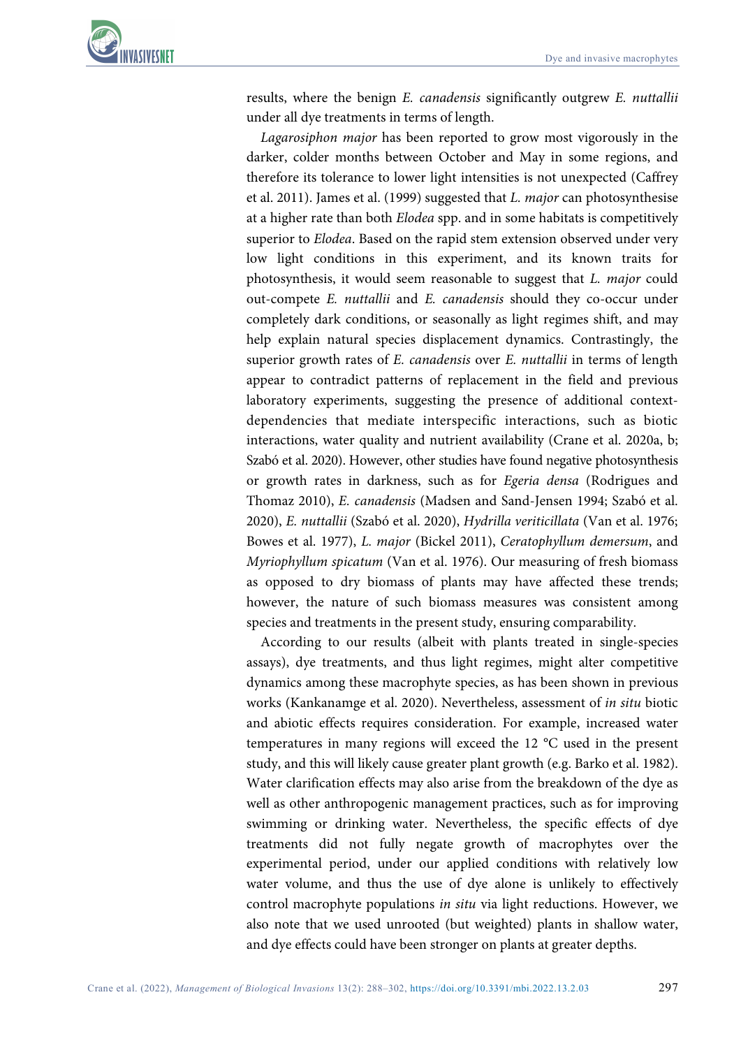results, where the benign *E. canadensis* significantly outgrew *E. nuttallii* under all dye treatments in terms of length.

*Lagarosiphon major* has been reported to grow most vigorously in the darker, colder months between October and May in some regions, and therefore its tolerance to lower light intensities is not unexpected (Caffrey et al. 2011). James et al. (1999) suggested that *L. major* can photosynthesise at a higher rate than both *Elodea* spp. and in some habitats is competitively superior to *Elodea*. Based on the rapid stem extension observed under very low light conditions in this experiment, and its known traits for photosynthesis, it would seem reasonable to suggest that *L. major* could out-compete *E. nuttallii* and *E. canadensis* should they co-occur under completely dark conditions, or seasonally as light regimes shift, and may help explain natural species displacement dynamics. Contrastingly, the superior growth rates of *E. canadensis* over *E. nuttallii* in terms of length appear to contradict patterns of replacement in the field and previous laboratory experiments, suggesting the presence of additional context-dependencies that mediate interspecific interactions, such as biotic interactions, water quality and nutrient availability (Crane et al. 2020a, b; Szabó et al. 2020). However, other studies have found negative photosynthesis or growth rates in darkness, such as for *Egeria densa* (Rodrigues and Thomaz 2010), *E. canadensis* (Madsen and Sand-Jensen 1994; Szabó et al. 2020), *E. nuttallii* (Szabó et al. 2020), *Hydrilla veriticillata* (Van et al. 1976; Bowes et al. 1977), *L. major* (Bickel 2011), *Ceratophyllum demersum*, and *Myriophyllum spicatum* (Van et al. 1976). Our measuring of fresh biomass as opposed to dry biomass of plants may have affected these trends; however, the nature of such biomass measures was consistent among species and treatments in the present study, ensuring comparability.

According to our results (albeit with plants treated in single-species assays), dye treatments, and thus light regimes, might alter competitive dynamics among these macrophyte species, as has been shown in previous works (Kankanamge et al. 2020). Nevertheless, assessment of *in situ* biotic and abiotic effects requires consideration. For example, increased water temperatures in many regions will exceed the 12 °C used in the present study, and this will likely cause greater plant growth (e.g. Barko et al. 1982). Water clarification effects may also arise from the breakdown of the dye as well as other anthropogenic management practices, such as for improving swimming or drinking water. Nevertheless, the specific effects of dye treatments did not fully negate growth of macrophytes over the experimental period, under our applied conditions with relatively low water volume, and thus the use of dye alone is unlikely to effectively control macrophyte populations *in situ* via light reductions. However, we also note that we used unrooted (but weighted) plants in shallow water, and dye effects could have been stronger on plants at greater depths.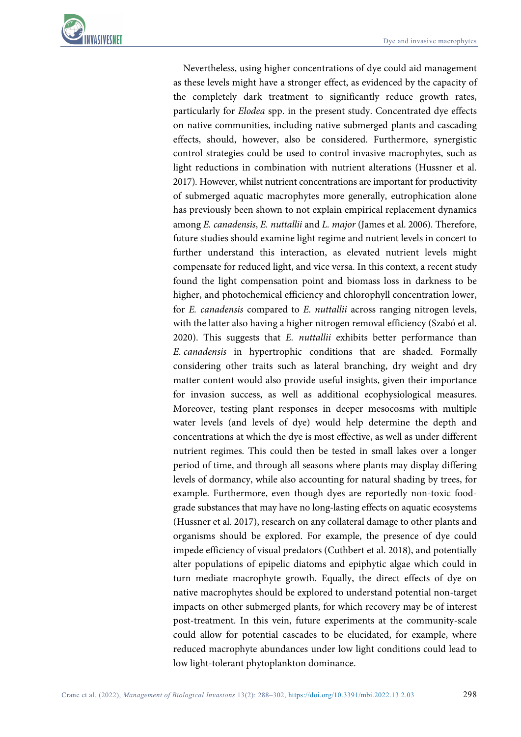Nevertheless, using higher concentrations of dye could aid management as these levels might have a stronger effect, as evidenced by the capacity of the completely dark treatment to significantly reduce growth rates, particularly for *Elodea* spp. in the present study. Concentrated dye effects on native communities, including native submerged plants and cascading effects, should, however, also be considered. Furthermore, synergistic control strategies could be used to control invasive macrophytes, such as light reductions in combination with nutrient alterations (Hussner et al. 2017). However, whilst nutrient concentrations are important for productivity of submerged aquatic macrophytes more generally, eutrophication alone has previously been shown to not explain empirical replacement dynamics among *E. canadensis*, *E. nuttallii* and *L. major* (James et al. 2006). Therefore, future studies should examine light regime and nutrient levels in concert to further understand this interaction, as elevated nutrient levels might compensate for reduced light, and vice versa. In this context, a recent study found the light compensation point and biomass loss in darkness to be higher, and photochemical efficiency and chlorophyll concentration lower, for *E. canadensis* compared to *E. nuttallii* across ranging nitrogen levels, with the latter also having a higher nitrogen removal efficiency (Szabó et al. 2020). This suggests that *E. nuttallii* exhibits better performance than *E. canadensis* in hypertrophic conditions that are shaded. Formally considering other traits such as lateral branching, dry weight and dry matter content would also provide useful insights, given their importance for invasion success, as well as additional ecophysiological measures. Moreover, testing plant responses in deeper mesocosms with multiple water levels (and levels of dye) would help determine the depth and concentrations at which the dye is most effective, as well as under different nutrient regimes. This could then be tested in small lakes over a longer period of time, and through all seasons where plants may display differing levels of dormancy, while also accounting for natural shading by trees, for example. Furthermore, even though dyes are reportedly non-toxic food-grade substances that may have no long-lasting effects on aquatic ecosystems (Hussner et al. 2017), research on any collateral damage to other plants and organisms should be explored. For example, the presence of dye could impede efficiency of visual predators (Cuthbert et al. 2018), and potentially alter populations of epipelic diatoms and epiphytic algae which could in turn mediate macrophyte growth. Equally, the direct effects of dye on native macrophytes should be explored to understand potential non-target impacts on other submerged plants, for which recovery may be of interest post-treatment. In this vein, future experiments at the community-scale could allow for potential cascades to be elucidated, for example, where reduced macrophyte abundances under low light conditions could lead to low light-tolerant phytoplankton dominance.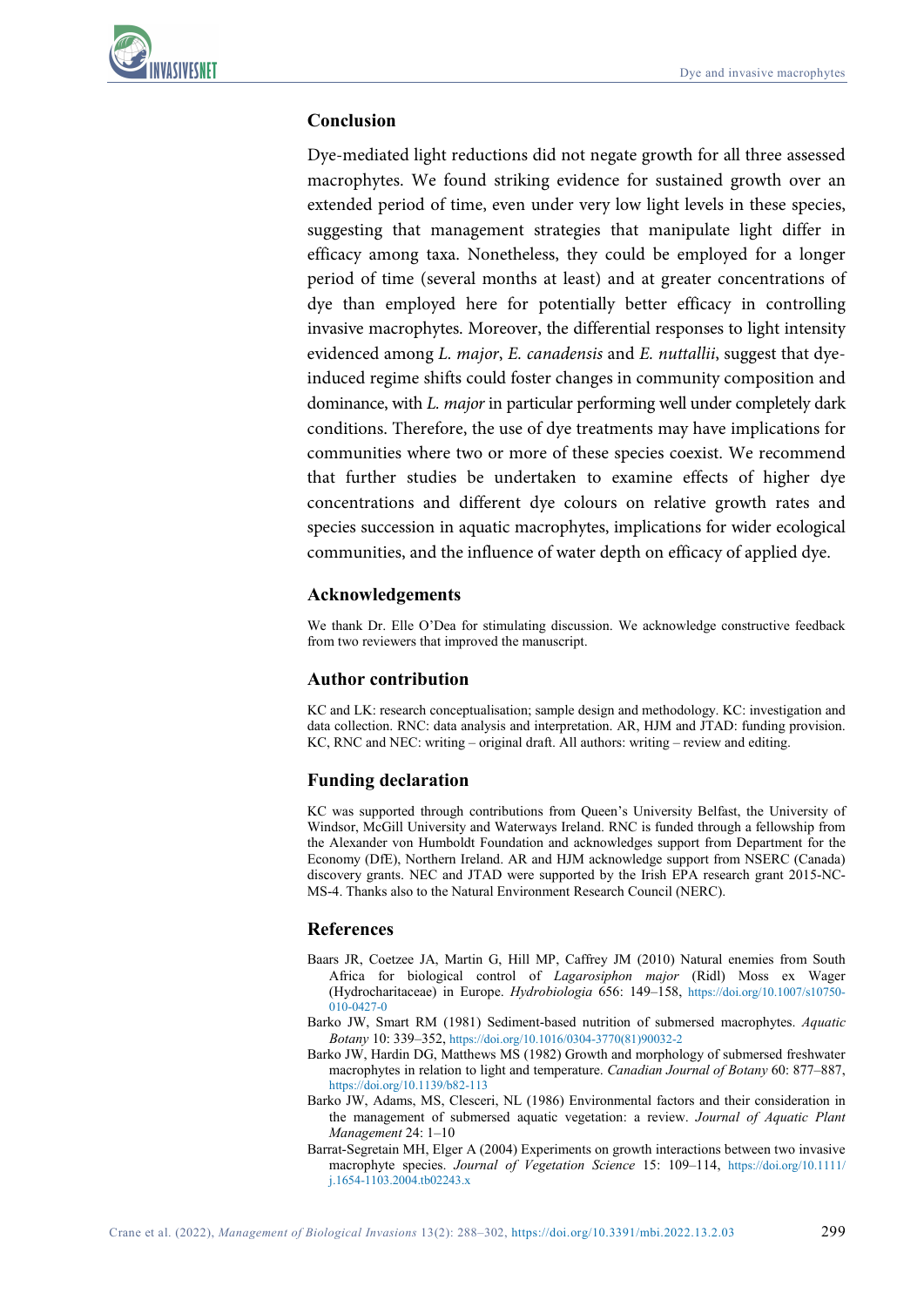## Conclusion

Dye-mediated light reductions did not negate growth for all three assessed macrophytes. We found striking evidence for sustained growth over an extended period of time, even under very low light levels in these species, suggesting that management strategies that manipulate light differ in efficacy among taxa. Nonetheless, they could be employed for a longer period of time (several months at least) and at greater concentrations of dye than employed here for potentially better efficacy in controlling invasive macrophytes. Moreover, the differential responses to light intensity evidenced among *L. major*, *E. canadensis* and *E. nuttallii*, suggest that dye-induced regime shifts could foster changes in community composition and dominance, with *L. major* in particular performing well under completely dark conditions. Therefore, the use of dye treatments may have implications for communities where two or more of these species coexist. We recommend that further studies be undertaken to examine effects of higher dye concentrations and different dye colours on relative growth rates and species succession in aquatic macrophytes, implications for wider ecological communities, and the influence of water depth on efficacy of applied dye.

## Acknowledgements

We thank Dr. Elle O'Dea for stimulating discussion. We acknowledge constructive feedback from two reviewers that improved the manuscript.

## Author contribution

KC and LK: research conceptualisation; sample design and methodology. KC: investigation and data collection. RNC: data analysis and interpretation. AR, HJM and JTAD: funding provision. KC, RNC and NEC: writing – original draft. All authors: writing – review and editing.

## Funding declaration

KC was supported through contributions from Queen's University Belfast, the University of Windsor, McGill University and Waterways Ireland. RNC is funded through a fellowship from the Alexander von Humboldt Foundation and acknowledges support from Department for the Economy (DfE), Northern Ireland. AR and HJM acknowledge support from NSERC (Canada) discovery grants. NEC and JTAD were supported by the Irish EPA research grant 2015-NC-MS-4. Thanks also to the Natural Environment Research Council (NERC).

## References

Baars JR, Coetzee JA, Martin G, Hill MP, Caffrey JM (2010) Natural enemies from South Africa for biological control of *Lagarosiphon major* (Ridl) Moss ex Wager (Hydrocharitaceae) in Europe. *Hydrobiologia* 656: 149–158, https://doi.org/10.1007/s10750-010-0427-0

Barko JW, Smart RM (1981) Sediment-based nutrition of submersed macrophytes. *Aquatic Botany* 10: 339–352, https://doi.org/10.1016/0304-3770(81)90032-2

Barko JW, Hardin DG, Matthews MS (1982) Growth and morphology of submersed freshwater macrophytes in relation to light and temperature. *Canadian Journal of Botany* 60: 877–887, https://doi.org/10.1139/b82-113

Barko JW, Adams, MS, Clesceri, NL (1986) Environmental factors and their consideration in the management of submersed aquatic vegetation: a review. *Journal of Aquatic Plant Management* 24: 1–10

Barrat-Segretain MH, Elger A (2004) Experiments on growth interactions between two invasive macrophyte species. *Journal of Vegetation Science* 15: 109–114, https://doi.org/10.1111/j.1654-1103.2004.tb02243.x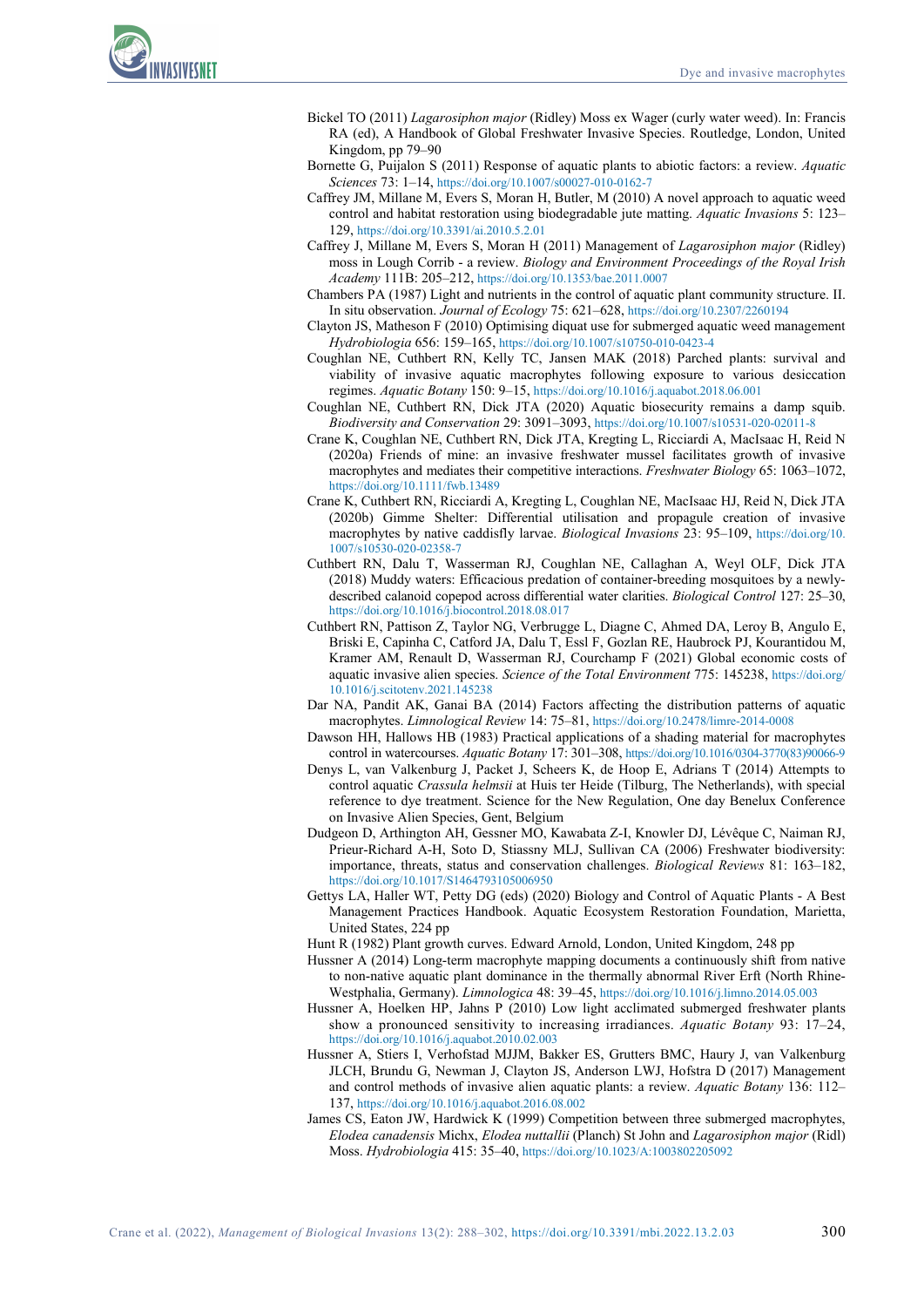Bickel TO (2011) *Lagarosiphon major* (Ridley) Moss ex Wager (curly water weed). In: Francis RA (ed), A Handbook of Global Freshwater Invasive Species. Routledge, London, United Kingdom, pp 79–90

Bornette G, Puijalon S (2011) Response of aquatic plants to abiotic factors: a review. *Aquatic Sciences* 73: 1–14, https://doi.org/10.1007/s00027-010-0162-7

Caffrey JM, Millane M, Evers S, Moran H, Butler, M (2010) A novel approach to aquatic weed control and habitat restoration using biodegradable jute matting. *Aquatic Invasions* 5: 123–129, https://doi.org/10.3391/ai.2010.5.2.01

Caffrey J, Millane M, Evers S, Moran H (2011) Management of *Lagarosiphon major* (Ridley) moss in Lough Corrib - a review. *Biology and Environment Proceedings of the Royal Irish Academy* 111B: 205–212, https://doi.org/10.1353/bae.2011.0007

Chambers PA (1987) Light and nutrients in the control of aquatic plant community structure. II. In situ observation. *Journal of Ecology* 75: 621–628, https://doi.org/10.2307/2260194

Clayton JS, Matheson F (2010) Optimising diquat use for submerged aquatic weed management *Hydrobiologia* 656: 159–165, https://doi.org/10.1007/s10750-010-0423-4

Coughlan NE, Cuthbert RN, Kelly TC, Jansen MAK (2018) Parched plants: survival and viability of invasive aquatic macrophytes following exposure to various desiccation regimes. *Aquatic Botany* 150: 9–15, https://doi.org/10.1016/j.aquabot.2018.06.001

Coughlan NE, Cuthbert RN, Dick JTA (2020) Aquatic biosecurity remains a damp squib. *Biodiversity and Conservation* 29: 3091–3093, https://doi.org/10.1007/s10531-020-02011-8

Crane K, Coughlan NE, Cuthbert RN, Dick JTA, Kregting L, Ricciardi A, MacIsaac H, Reid N (2020a) Friends of mine: an invasive freshwater mussel facilitates growth of invasive macrophytes and mediates their competitive interactions. *Freshwater Biology* 65: 1063–1072, https://doi.org/10.1111/fwb.13489

Crane K, Cuthbert RN, Ricciardi A, Kregting L, Coughlan NE, MacIsaac HJ, Reid N, Dick JTA (2020b) Gimme Shelter: Differential utilisation and propagule creation of invasive macrophytes by native caddisfly larvae. *Biological Invasions* 23: 95–109, https://doi.org/10.1007/s10530-020-02358-7

Cuthbert RN, Dalu T, Wasserman RJ, Coughlan NE, Callaghan A, Weyl OLF, Dick JTA (2018) Muddy waters: Efficacious predation of container-breeding mosquitoes by a newly-described calanoid copepod across differential water clarities. *Biological Control* 127: 25–30, https://doi.org/10.1016/j.biocontrol.2018.08.017

Cuthbert RN, Pattison Z, Taylor NG, Verbrugge L, Diagne C, Ahmed DA, Leroy B, Angulo E, Briski E, Capinha C, Catford JA, Dalu T, Essl F, Gozlan RE, Haubrock PJ, Kourantidou M, Kramer AM, Renault D, Wasserman RJ, Courchamp F (2021) Global economic costs of aquatic invasive alien species. *Science of the Total Environment* 775: 145238, https://doi.org/10.1016/j.scitotenv.2021.145238

Dar NA, Pandit AK, Ganai BA (2014) Factors affecting the distribution patterns of aquatic macrophytes. *Limnological Review* 14: 75–81, https://doi.org/10.2478/limre-2014-0008

Dawson HH, Hallows HB (1983) Practical applications of a shading material for macrophytes control in watercourses. *Aquatic Botany* 17: 301–308, https://doi.org/10.1016/0304-3770(83)90066-9

Denys L, van Valkenburg J, Packet J, Scheers K, de Hoop E, Adrians T (2014) Attempts to control aquatic *Crassula helmsii* at Huis ter Heide (Tilburg, The Netherlands), with special reference to dye treatment. Science for the New Regulation, One day Benelux Conference on Invasive Alien Species, Gent, Belgium

Dudgeon D, Arthington AH, Gessner MO, Kawabata Z-I, Knowler DJ, Lévêque C, Naiman RJ, Prieur-Richard A-H, Soto D, Stiassny MLJ, Sullivan CA (2006) Freshwater biodiversity: importance, threats, status and conservation challenges. *Biological Reviews* 81: 163–182, https://doi.org/10.1017/S1464793105006950

Gettys LA, Haller WT, Petty DG (eds) (2020) Biology and Control of Aquatic Plants - A Best Management Practices Handbook. Aquatic Ecosystem Restoration Foundation, Marietta, United States, 224 pp

Hunt R (1982) Plant growth curves. Edward Arnold, London, United Kingdom, 248 pp

Hussner A (2014) Long-term macrophyte mapping documents a continuously shift from native to non-native aquatic plant dominance in the thermally abnormal River Erft (North Rhine-Westphalia, Germany). *Limnologica* 48: 39–45, https://doi.org/10.1016/j.limno.2014.05.003

Hussner A, Hoelken HP, Jahns P (2010) Low light acclimated submerged freshwater plants show a pronounced sensitivity to increasing irradiances. *Aquatic Botany* 93: 17–24, https://doi.org/10.1016/j.aquabot.2010.02.003

Hussner A, Stiers I, Verhofstad MJJM, Bakker ES, Grutters BMC, Haury J, van Valkenburg JLCH, Brundu G, Newman J, Clayton JS, Anderson LWJ, Hofstra D (2017) Management and control methods of invasive alien aquatic plants: a review. *Aquatic Botany* 136: 112–137, https://doi.org/10.1016/j.aquabot.2016.08.002

James CS, Eaton JW, Hardwick K (1999) Competition between three submerged macrophytes, *Elodea canadensis* Michx, *Elodea nuttallii* (Planch) St John and *Lagarosiphon major* (Ridl) Moss. *Hydrobiologia* 415: 35–40, https://doi.org/10.1023/A:1003802205092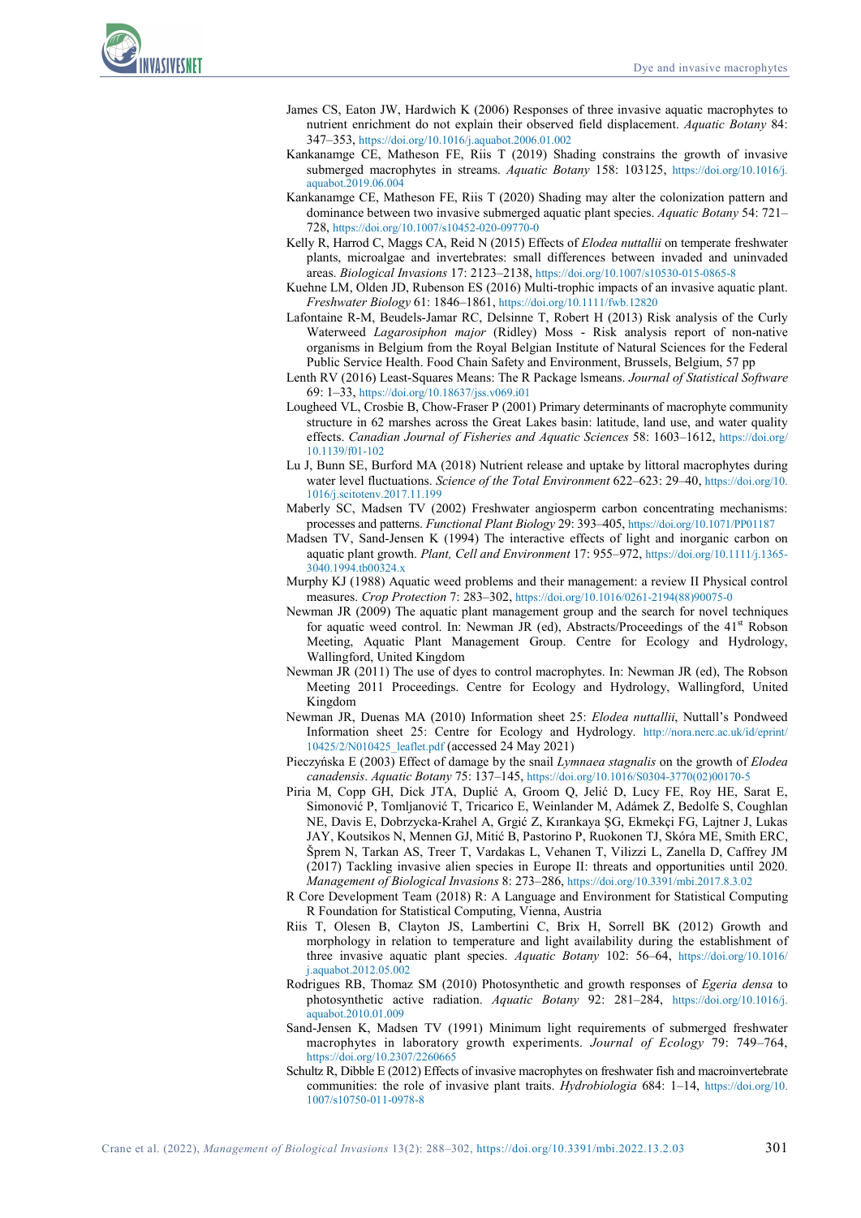James CS, Eaton JW, Hardwich K (2006) Responses of three invasive aquatic macrophytes to nutrient enrichment do not explain their observed field displacement. *Aquatic Botany* 84: 347–353, https://doi.org/10.1016/j.aquabot.2006.01.002

Kankanamge CE, Matheson FE, Riis T (2019) Shading constrains the growth of invasive submerged macrophytes in streams. *Aquatic Botany* 158: 103125, https://doi.org/10.1016/j.aquabot.2019.06.004

Kankanamge CE, Matheson FE, Riis T (2020) Shading may alter the colonization pattern and dominance between two invasive submerged aquatic plant species. *Aquatic Botany* 54: 721–728, https://doi.org/10.1007/s10452-020-09770-0

Kelly R, Harrod C, Maggs CA, Reid N (2015) Effects of *Elodea nuttallii* on temperate freshwater plants, microalgae and invertebrates: small differences between invaded and uninvaded areas. *Biological Invasions* 17: 2123–2138, https://doi.org/10.1007/s10530-015-0865-8

Kuehne LM, Olden JD, Rubenson ES (2016) Multi-trophic impacts of an invasive aquatic plant. *Freshwater Biology* 61: 1846–1861, https://doi.org/10.1111/fwb.12820

Lafontaine R-M, Beudels-Jamar RC, Delsinne T, Robert H (2013) Risk analysis of the Curly Waterweed *Lagarosiphon major* (Ridley) Moss - Risk analysis report of non-native organisms in Belgium from the Royal Belgian Institute of Natural Sciences for the Federal Public Service Health. Food Chain Safety and Environment, Brussels, Belgium, 57 pp

Lenth RV (2016) Least-Squares Means: The R Package lsmeans. *Journal of Statistical Software* 69: 1–33, https://doi.org/10.18637/jss.v069.i01

Lougheed VL, Crosbie B, Chow-Fraser P (2001) Primary determinants of macrophyte community structure in 62 marshes across the Great Lakes basin: latitude, land use, and water quality effects. *Canadian Journal of Fisheries and Aquatic Sciences* 58: 1603–1612, https://doi.org/10.1139/f01-102

Lu J, Bunn SE, Burford MA (2018) Nutrient release and uptake by littoral macrophytes during water level fluctuations. *Science of the Total Environment* 622–623: 29–40, https://doi.org/10.1016/j.scitotenv.2017.11.199

Maberly SC, Madsen TV (2002) Freshwater angiosperm carbon concentrating mechanisms: processes and patterns. *Functional Plant Biology* 29: 393–405, https://doi.org/10.1071/PP01187

Madsen TV, Sand-Jensen K (1994) The interactive effects of light and inorganic carbon on aquatic plant growth. *Plant, Cell and Environment* 17: 955–972, https://doi.org/10.1111/j.1365-3040.1994.tb00324.x

Murphy KJ (1988) Aquatic weed problems and their management: a review II Physical control measures. *Crop Protection* 7: 283–302, https://doi.org/10.1016/0261-2194(88)90075-0

Newman JR (2009) The aquatic plant management group and the search for novel techniques for aquatic weed control. In: Newman JR (ed), Abstracts/Proceedings of the 41st Robson Meeting, Aquatic Plant Management Group. Centre for Ecology and Hydrology, Wallingford, United Kingdom

Newman JR (2011) The use of dyes to control macrophytes. In: Newman JR (ed), The Robson Meeting 2011 Proceedings. Centre for Ecology and Hydrology, Wallingford, United Kingdom

Newman JR, Duenas MA (2010) Information sheet 25: *Elodea nuttallii*, Nuttall's Pondweed Information sheet 25: Centre for Ecology and Hydrology. http://nora.nerc.ac.uk/id/eprint/10425/2/N010425_leaflet.pdf (accessed 24 May 2021)

Pieczyńska E (2003) Effect of damage by the snail *Lymnaea stagnalis* on the growth of *Elodea canadensis*. *Aquatic Botany* 75: 137–145, https://doi.org/10.1016/S0304-3770(02)00170-5

Piria M, Copp GH, Dick JTA, Duplić A, Groom Q, Jelić D, Lucy FE, Roy HE, Sarat E, Simonović P, Tomljanović T, Tricarico E, Weinlander M, Adámek Z, Bedolfe S, Coughlan NE, Davis E, Dobrzycka-Krahel A, Grgić Z, Kırankaya ŞG, Ekmekçi FG, Lajtner J, Lukas JAY, Koutsikos N, Mennen GJ, Mitić B, Pastorino P, Ruokonen TJ, Skóra ME, Smith ERC, Šprem N, Tarkan AS, Treer T, Vardakas L, Vehanen T, Vilizzi L, Zanella D, Caffrey JM (2017) Tackling invasive alien species in Europe II: threats and opportunities until 2020. *Management of Biological Invasions* 8: 273–286, https://doi.org/10.3391/mbi.2017.8.3.02

R Core Development Team (2018) R: A Language and Environment for Statistical Computing R Foundation for Statistical Computing, Vienna, Austria

Riis T, Olesen B, Clayton JS, Lambertini C, Brix H, Sorrell BK (2012) Growth and morphology in relation to temperature and light availability during the establishment of three invasive aquatic plant species. *Aquatic Botany* 102: 56–64, https://doi.org/10.1016/j.aquabot.2012.05.002

Rodrigues RB, Thomaz SM (2010) Photosynthetic and growth responses of *Egeria densa* to photosynthetic active radiation. *Aquatic Botany* 92: 281–284, https://doi.org/10.1016/j.aquabot.2010.01.009

Sand-Jensen K, Madsen TV (1991) Minimum light requirements of submerged freshwater macrophytes in laboratory growth experiments. *Journal of Ecology* 79: 749–764, https://doi.org/10.2307/2260665

Schultz R, Dibble E (2012) Effects of invasive macrophytes on freshwater fish and macroinvertebrate communities: the role of invasive plant traits. *Hydrobiologia* 684: 1–14, https://doi.org/10.1007/s10750-011-0978-8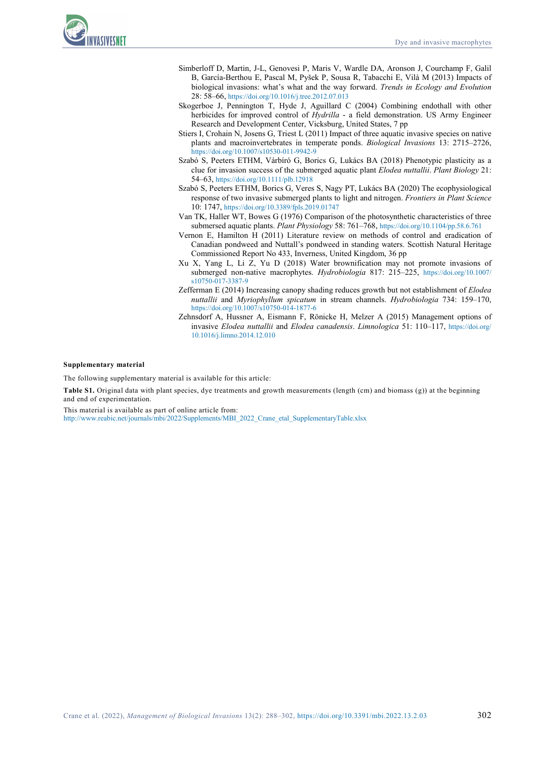Simberloff D, Martin, J-L, Genovesi P, Maris V, Wardle DA, Aronson J, Courchamp F, Galil B, García-Berthou E, Pascal M, Pyšek P, Sousa R, Tabacchi E, Vilà M (2013) Impacts of biological invasions: what's what and the way forward. *Trends in Ecology and Evolution* 28: 58–66, https://doi.org/10.1016/j.tree.2012.07.013

Skogerboe J, Pennington T, Hyde J, Aguillard C (2004) Combining endothall with other herbicides for improved control of *Hydrilla* - a field demonstration. US Army Engineer Research and Development Center, Vicksburg, United States, 7 pp

Stiers I, Crohain N, Josens G, Triest L (2011) Impact of three aquatic invasive species on native plants and macroinvertebrates in temperate ponds. *Biological Invasions* 13: 2715–2726, https://doi.org/10.1007/s10530-011-9942-9

Szabó S, Peeters ETHM, Várbíró G, Borics G, Lukács BA (2018) Phenotypic plasticity as a clue for invasion success of the submerged aquatic plant *Elodea nuttallii*. *Plant Biology* 21: 54–63, https://doi.org/10.1111/plb.12918

Szabó S, Peeters ETHM, Borics G, Veres S, Nagy PT, Lukács BA (2020) The ecophysiological response of two invasive submerged plants to light and nitrogen. *Frontiers in Plant Science* 10: 1747, https://doi.org/10.3389/fpls.2019.01747

Van TK, Haller WT, Bowes G (1976) Comparison of the photosynthetic characteristics of three submersed aquatic plants. *Plant Physiology* 58: 761–768, https://doi.org/10.1104/pp.58.6.761

Vernon E, Hamilton H (2011) Literature review on methods of control and eradication of Canadian pondweed and Nuttall's pondweed in standing waters. Scottish Natural Heritage Commissioned Report No 433, Inverness, United Kingdom, 36 pp

Xu X, Yang L, Li Z, Yu D (2018) Water brownification may not promote invasions of submerged non-native macrophytes. *Hydrobiologia* 817: 215–225, https://doi.org/10.1007/s10750-017-3387-9

Zefferman E (2014) Increasing canopy shading reduces growth but not establishment of *Elodea nuttallii* and *Myriophyllum spicatum* in stream channels. *Hydrobiologia* 734: 159–170, https://doi.org/10.1007/s10750-014-1877-6

Zehnsdorf A, Hussner A, Eismann F, Rönicke H, Melzer A (2015) Management options of invasive *Elodea nuttallii* and *Elodea canadensis*. *Limnologica* 51: 110–117, https://doi.org/10.1016/j.limno.2014.12.010

**Supplementary material**

The following supplementary material is available for this article:

**Table S1.** Original data with plant species, dye treatments and growth measurements (length (cm) and biomass (g)) at the beginning and end of experimentation.

This material is available as part of online article from:
http://www.reabic.net/journals/mbi/2022/Supplements/MBI_2022_Crane_etal_SupplementaryTable.xlsx